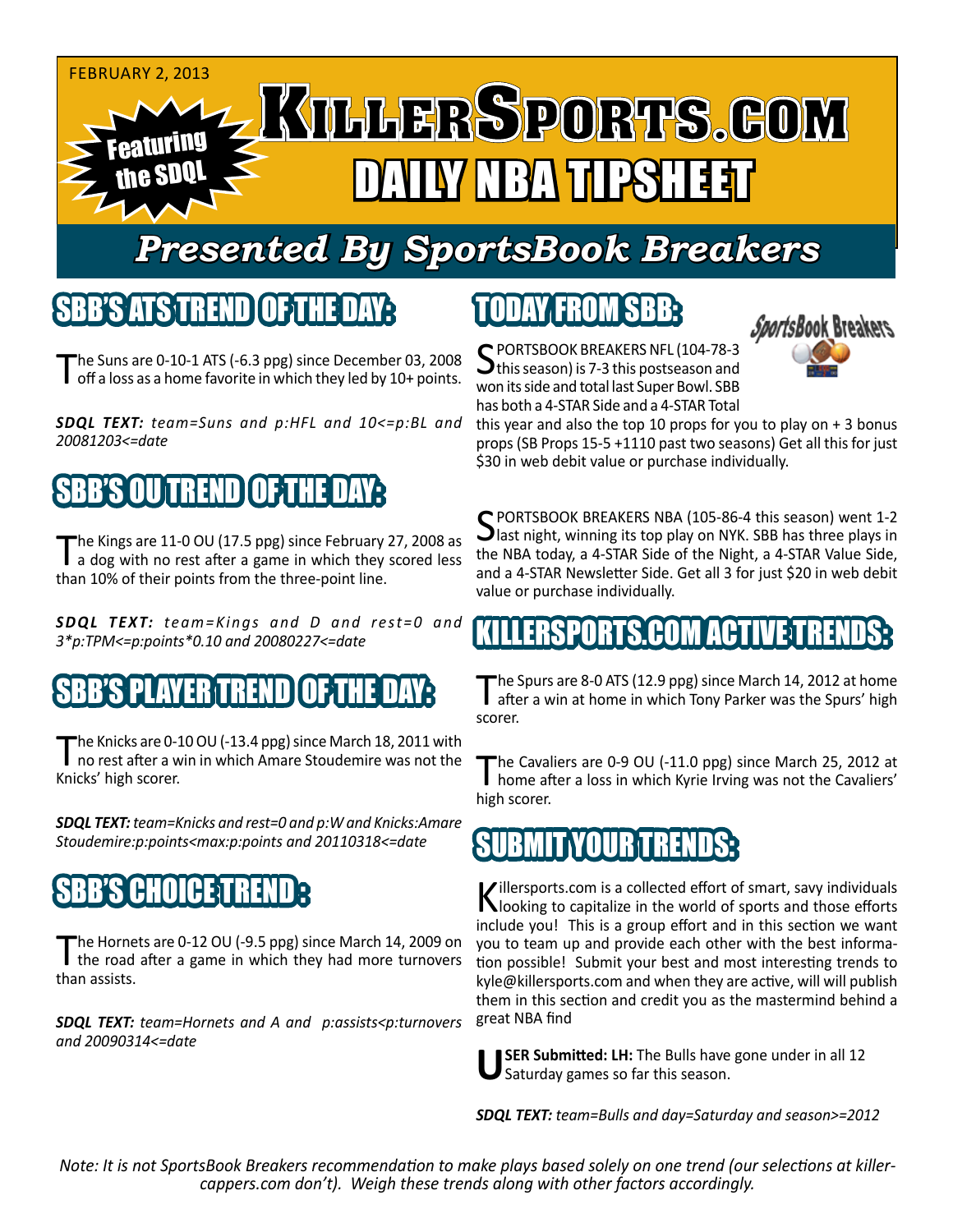FEBRUARY 2, 2013

Featuring the SDQL

# KILLERSPORTS.COM DAILY NBA TIPSHEET

## Presented By SportsBook Breakers

## SBB'S ATS TREND OF THE DAY:

The Suns are 0-10-1 ATS (-6.3 ppg) since December 03, 2008 off a loss as a home favorite in which they led by 10+ points.

***SDQL TEXT:*** *team=Suns and p:HFL and 10<=p:BL and 20081203<=date*

## SBB'S OU TREND OF THE DAY:

The Kings are 11-0 OU (17.5 ppg) since February 27, 2008 as a dog with no rest after a game in which they scored less than 10% of their points from the three-point line.

***SDQL TEXT:*** *team=Kings and D and rest=0 and 3*p:TPM<=p:points*0.10 and 20080227<=date*

## SBB'S PLAYER TREND OF THE DAY:

The Knicks are 0-10 OU (-13.4 ppg) since March 18, 2011 with no rest after a win in which Amare Stoudemire was not the Knicks' high scorer.

***SDQL TEXT:*** *team=Knicks and rest=0 and p:W and Knicks:Amare Stoudemire:p:points<max:p:points and 20110318<=date*

## SBB'S CHOICE TREND:

The Hornets are 0-12 OU (-9.5 ppg) since March 14, 2009 on the road after a game in which they had more turnovers than assists.

***SDQL TEXT:*** *team=Hornets and A and p:assists<p:turnovers and 20090314<=date*

## TODAY FROM SBB:

SportsBook Breakers

SPORTSBOOK BREAKERS NFL (104-78-3 this season) is 7-3 this postseason and won its side and total last Super Bowl. SBB has both a 4-STAR Side and a 4-STAR Total this year and also the top 10 props for you to play on + 3 bonus props (SB Props 15-5 +1110 past two seasons) Get all this for just $30 in web debit value or purchase individually.

SPORTSBOOK BREAKERS NBA (105-86-4 this season) went 1-2 last night, winning its top play on NYK. SBB has three plays in the NBA today, a 4-STAR Side of the Night, a 4-STAR Value Side, and a 4-STAR Newsletter Side. Get all 3 for just $20 in web debit value or purchase individually.

## KILLERSPORTS.COM ACTIVE TRENDS:

The Spurs are 8-0 ATS (12.9 ppg) since March 14, 2012 at home after a win at home in which Tony Parker was the Spurs' high scorer.

The Cavaliers are 0-9 OU (-11.0 ppg) since March 25, 2012 at home after a loss in which Kyrie Irving was not the Cavaliers' high scorer.

## SUBMIT YOUR TRENDS:

Killersports.com is a collected effort of smart, savy individuals looking to capitalize in the world of sports and those efforts include you! This is a group effort and in this section we want you to team up and provide each other with the best information possible! Submit your best and most interesting trends to kyle@killersports.com and when they are active, will will publish them in this section and credit you as the mastermind behind a great NBA find

**USER Submitted: LH:** The Bulls have gone under in all 12 Saturday games so far this season.

***SDQL TEXT:*** *team=Bulls and day=Saturday and season>=2012*

*Note: It is not SportsBook Breakers recommendation to make plays based solely on one trend (our selections at killercappers.com don't). Weigh these trends along with other factors accordingly.*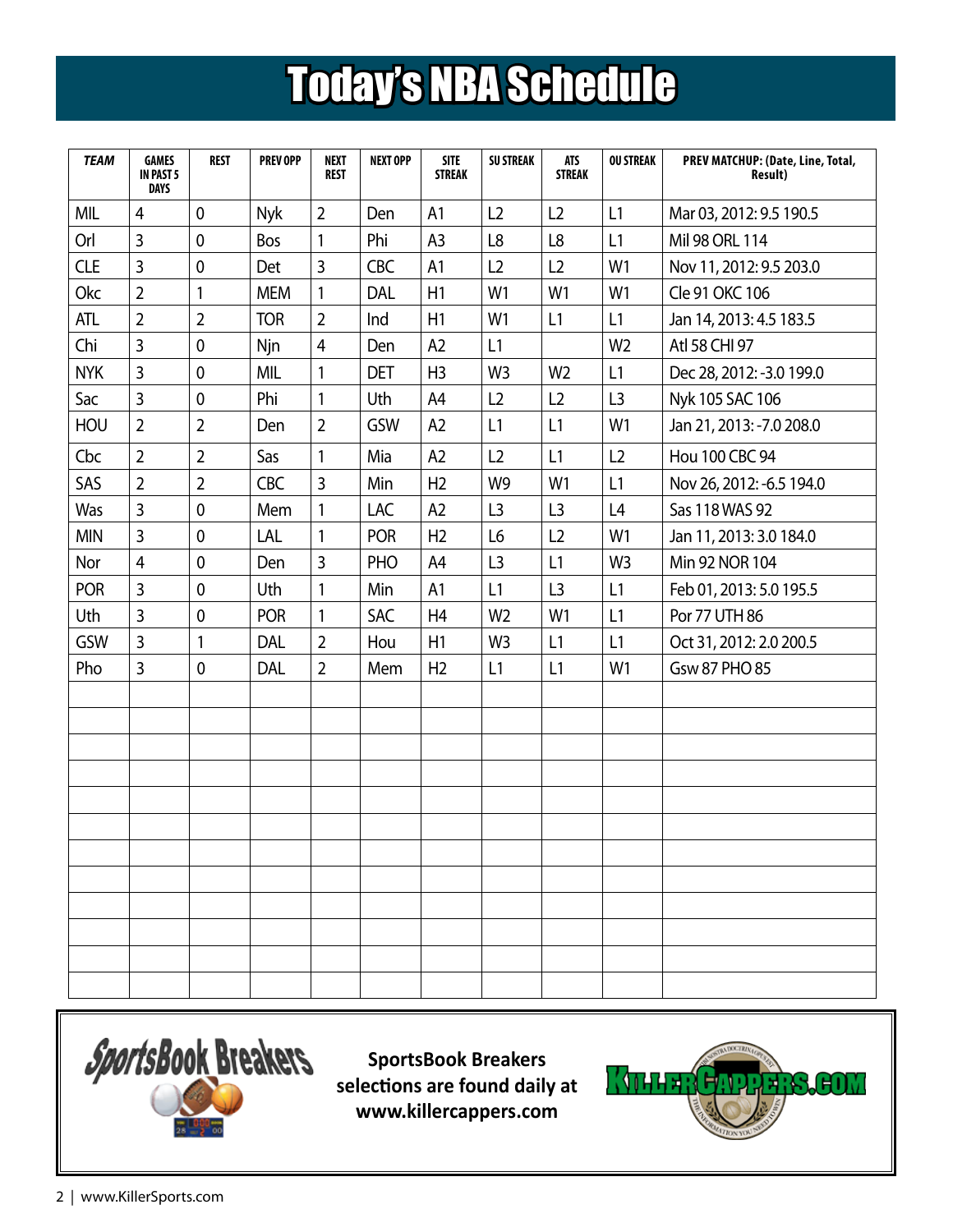# Today's NBA Schedule

| TEAM | GAMES IN PAST 5 DAYS | REST | PREV OPP | NEXT REST | NEXT OPP | SITE STREAK | SU STREAK | ATS STREAK | OU STREAK | PREV MATCHUP: (Date, Line, Total, Result) |
|---|---|---|---|---|---|---|---|---|---|---|
| MIL | 4 | 0 | Nyk | 2 | Den | A1 | L2 | L2 | L1 | Mar 03, 2012: 9.5 190.5 |
| Orl | 3 | 0 | Bos | 1 | Phi | A3 | L8 | L8 | L1 | Mil 98 ORL 114 |
| CLE | 3 | 0 | Det | 3 | CBC | A1 | L2 | L2 | W1 | Nov 11, 2012: 9.5 203.0 |
| Okc | 2 | 1 | MEM | 1 | DAL | H1 | W1 | W1 | W1 | Cle 91 OKC 106 |
| ATL | 2 | 2 | TOR | 2 | Ind | H1 | W1 | L1 | L1 | Jan 14, 2013: 4.5 183.5 |
| Chi | 3 | 0 | Njn | 4 | Den | A2 | L1 | | W2 | Atl 58 CHI 97 |
| NYK | 3 | 0 | MIL | 1 | DET | H3 | W3 | W2 | L1 | Dec 28, 2012: -3.0 199.0 |
| Sac | 3 | 0 | Phi | 1 | Uth | A4 | L2 | L2 | L3 | Nyk 105 SAC 106 |
| HOU | 2 | 2 | Den | 2 | GSW | A2 | L1 | L1 | W1 | Jan 21, 2013: -7.0 208.0 |
| Cbc | 2 | 2 | Sas | 1 | Mia | A2 | L2 | L1 | L2 | Hou 100 CBC 94 |
| SAS | 2 | 2 | CBC | 3 | Min | H2 | W9 | W1 | L1 | Nov 26, 2012: -6.5 194.0 |
| Was | 3 | 0 | Mem | 1 | LAC | A2 | L3 | L3 | L4 | Sas 118 WAS 92 |
| MIN | 3 | 0 | LAL | 1 | POR | H2 | L6 | L2 | W1 | Jan 11, 2013: 3.0 184.0 |
| Nor | 4 | 0 | Den | 3 | PHO | A4 | L3 | L1 | W3 | Min 92 NOR 104 |
| POR | 3 | 0 | Uth | 1 | Min | A1 | L1 | L3 | L1 | Feb 01, 2013: 5.0 195.5 |
| Uth | 3 | 0 | POR | 1 | SAC | H4 | W2 | W1 | L1 | Por 77 UTH 86 |
| GSW | 3 | 1 | DAL | 2 | Hou | H1 | W3 | L1 | L1 | Oct 31, 2012: 2.0 200.5 |
| Pho | 3 | 0 | DAL | 2 | Mem | H2 | L1 | L1 | W1 | Gsw 87 PHO 85 |

SportsBook Breakers

**SportsBook Breakers selections are found daily at www.killercappers.com**

KILLERCAPPERS.COM